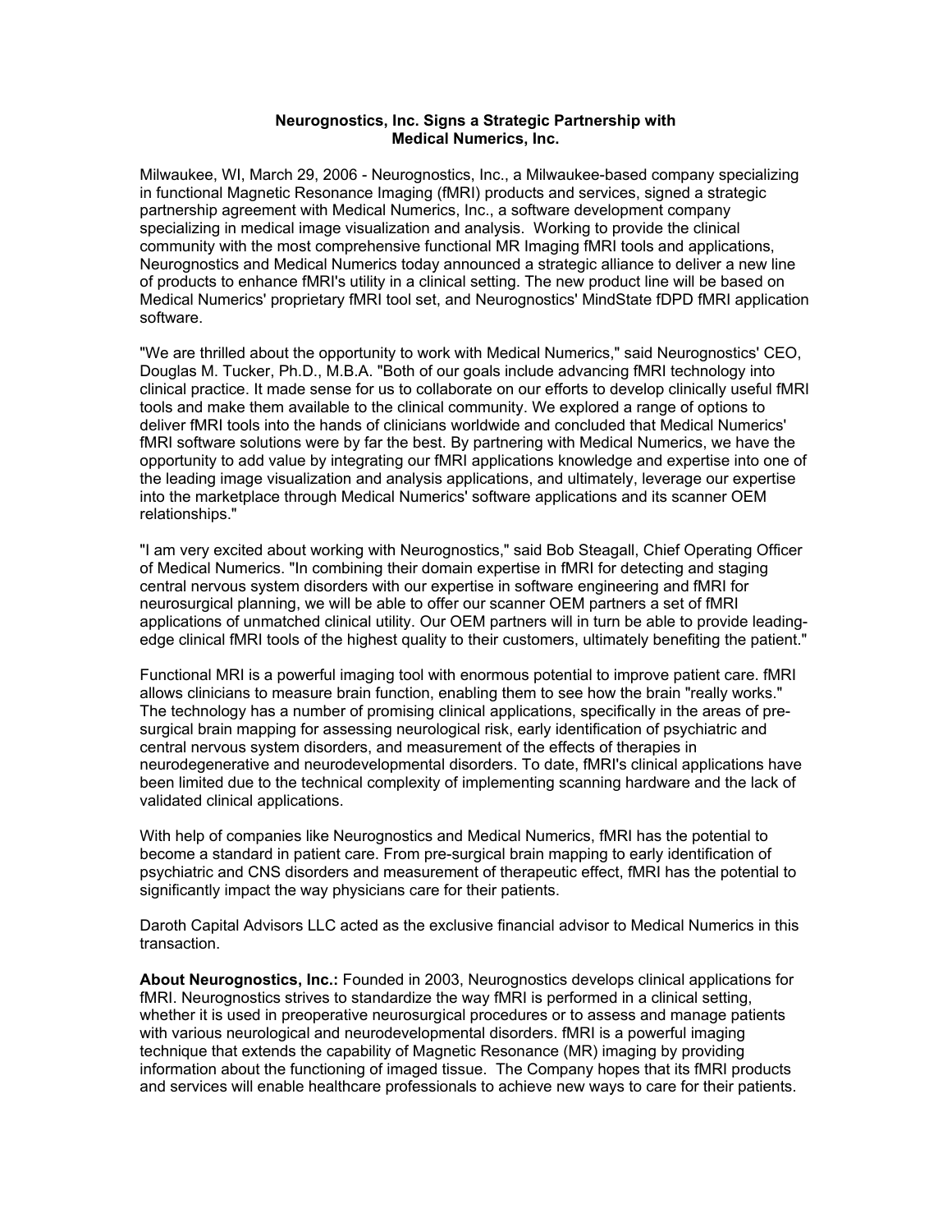**Neurognostics, Inc. Signs a Strategic Partnership with Medical Numerics, Inc.**

Milwaukee, WI, March 29, 2006 - Neurognostics, Inc., a Milwaukee-based company specializing in functional Magnetic Resonance Imaging (fMRI) products and services, signed a strategic partnership agreement with Medical Numerics, Inc., a software development company specializing in medical image visualization and analysis. Working to provide the clinical community with the most comprehensive functional MR Imaging fMRI tools and applications, Neurognostics and Medical Numerics today announced a strategic alliance to deliver a new line of products to enhance fMRI's utility in a clinical setting. The new product line will be based on Medical Numerics' proprietary fMRI tool set, and Neurognostics' MindState fDPD fMRI application software.

"We are thrilled about the opportunity to work with Medical Numerics," said Neurognostics' CEO, Douglas M. Tucker, Ph.D., M.B.A. "Both of our goals include advancing fMRI technology into clinical practice. It made sense for us to collaborate on our efforts to develop clinically useful fMRI tools and make them available to the clinical community. We explored a range of options to deliver fMRI tools into the hands of clinicians worldwide and concluded that Medical Numerics' fMRI software solutions were by far the best. By partnering with Medical Numerics, we have the opportunity to add value by integrating our fMRI applications knowledge and expertise into one of the leading image visualization and analysis applications, and ultimately, leverage our expertise into the marketplace through Medical Numerics' software applications and its scanner OEM relationships."

"I am very excited about working with Neurognostics," said Bob Steagall, Chief Operating Officer of Medical Numerics. "In combining their domain expertise in fMRI for detecting and staging central nervous system disorders with our expertise in software engineering and fMRI for neurosurgical planning, we will be able to offer our scanner OEM partners a set of fMRI applications of unmatched clinical utility. Our OEM partners will in turn be able to provide leading-edge clinical fMRI tools of the highest quality to their customers, ultimately benefiting the patient."

Functional MRI is a powerful imaging tool with enormous potential to improve patient care. fMRI allows clinicians to measure brain function, enabling them to see how the brain "really works." The technology has a number of promising clinical applications, specifically in the areas of pre-surgical brain mapping for assessing neurological risk, early identification of psychiatric and central nervous system disorders, and measurement of the effects of therapies in neurodegenerative and neurodevelopmental disorders. To date, fMRI's clinical applications have been limited due to the technical complexity of implementing scanning hardware and the lack of validated clinical applications.

With help of companies like Neurognostics and Medical Numerics, fMRI has the potential to become a standard in patient care. From pre-surgical brain mapping to early identification of psychiatric and CNS disorders and measurement of therapeutic effect, fMRI has the potential to significantly impact the way physicians care for their patients.

Daroth Capital Advisors LLC acted as the exclusive financial advisor to Medical Numerics in this transaction.

**About Neurognostics, Inc.:** Founded in 2003, Neurognostics develops clinical applications for fMRI. Neurognostics strives to standardize the way fMRI is performed in a clinical setting, whether it is used in preoperative neurosurgical procedures or to assess and manage patients with various neurological and neurodevelopmental disorders. fMRI is a powerful imaging technique that extends the capability of Magnetic Resonance (MR) imaging by providing information about the functioning of imaged tissue. The Company hopes that its fMRI products and services will enable healthcare professionals to achieve new ways to care for their patients.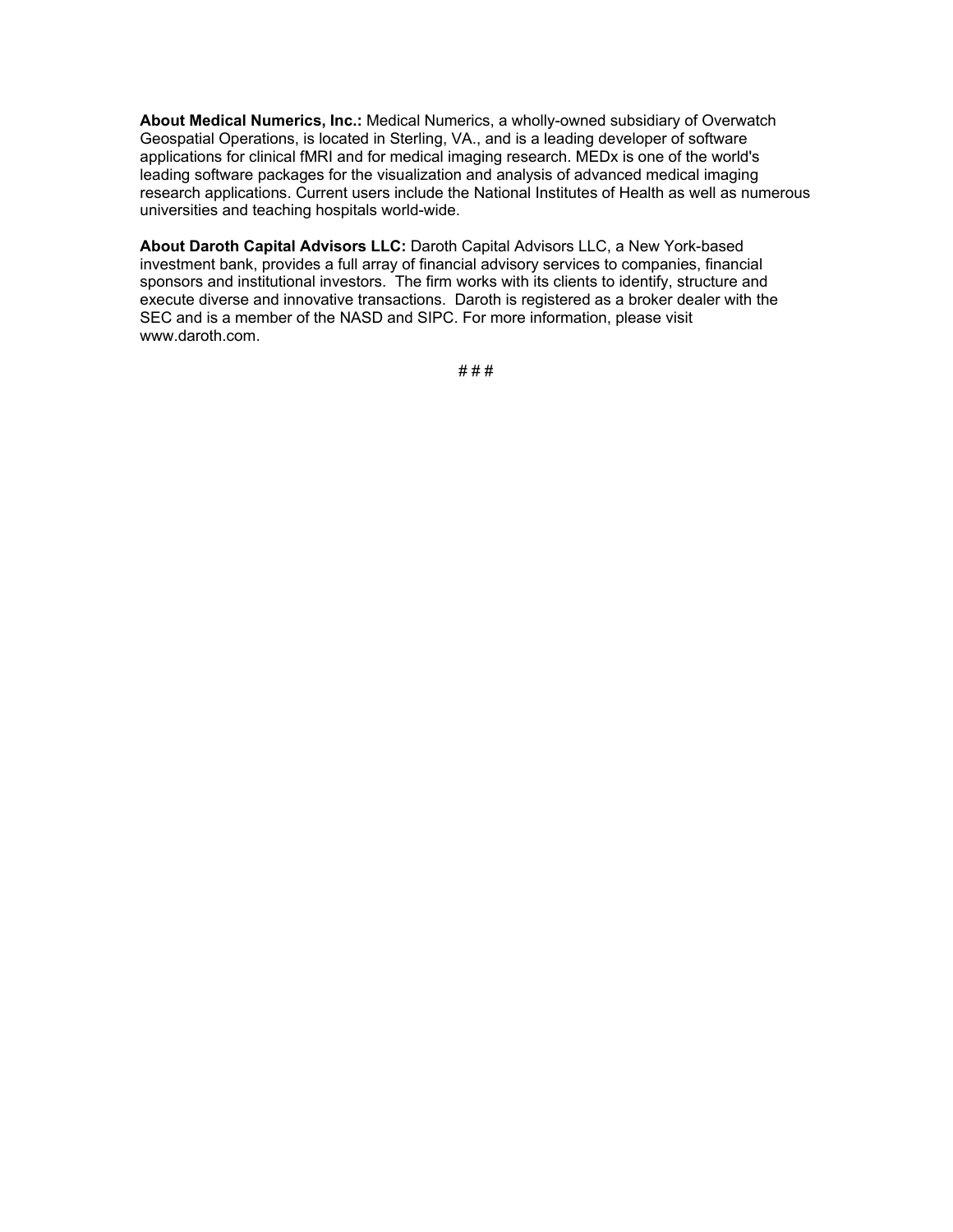**About Medical Numerics, Inc.:** Medical Numerics, a wholly-owned subsidiary of Overwatch Geospatial Operations, is located in Sterling, VA., and is a leading developer of software applications for clinical fMRI and for medical imaging research. MEDx is one of the world's leading software packages for the visualization and analysis of advanced medical imaging research applications. Current users include the National Institutes of Health as well as numerous universities and teaching hospitals world-wide.

**About Daroth Capital Advisors LLC:** Daroth Capital Advisors LLC, a New York-based investment bank, provides a full array of financial advisory services to companies, financial sponsors and institutional investors. The firm works with its clients to identify, structure and execute diverse and innovative transactions. Daroth is registered as a broker dealer with the SEC and is a member of the NASD and SIPC. For more information, please visit www.daroth.com.

# # #